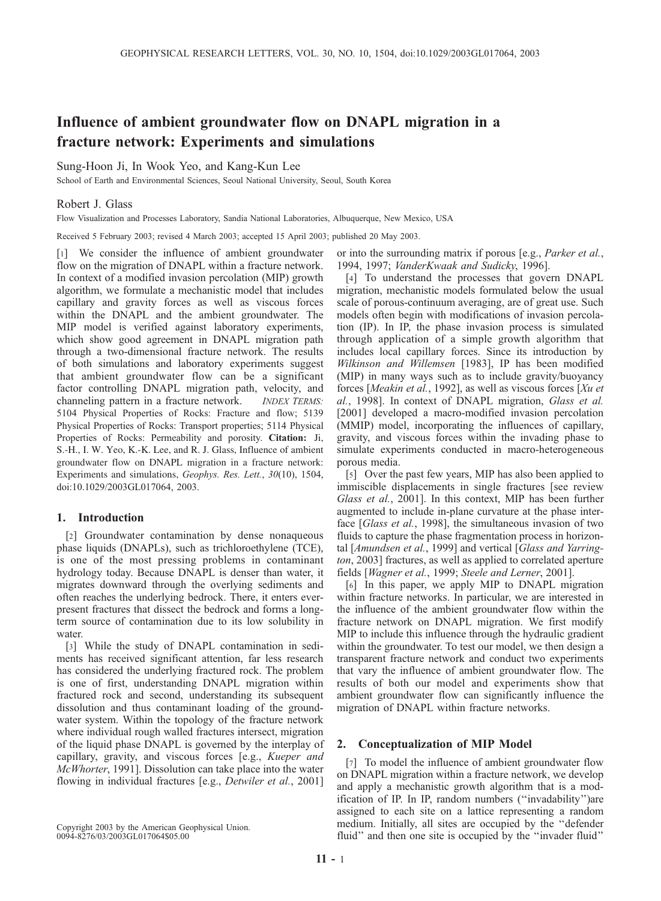# Influence of ambient groundwater flow on DNAPL migration in a fracture network: Experiments and simulations

Sung-Hoon Ji, In Wook Yeo, and Kang-Kun Lee

School of Earth and Environmental Sciences, Seoul National University, Seoul, South Korea

Robert J. Glass

Flow Visualization and Processes Laboratory, Sandia National Laboratories, Albuquerque, New Mexico, USA

Received 5 February 2003; revised 4 March 2003; accepted 15 April 2003; published 20 May 2003.

[1] We consider the influence of ambient groundwater flow on the migration of DNAPL within a fracture network. In context of a modified invasion percolation (MIP) growth algorithm, we formulate a mechanistic model that includes capillary and gravity forces as well as viscous forces within the DNAPL and the ambient groundwater. The MIP model is verified against laboratory experiments, which show good agreement in DNAPL migration path through a two-dimensional fracture network. The results of both simulations and laboratory experiments suggest that ambient groundwater flow can be a significant factor controlling DNAPL migration path, velocity, and channeling pattern in a fracture network. *INDEX TERMS:* 5104 Physical Properties of Rocks: Fracture and flow; 5139 Physical Properties of Rocks: Transport properties; 5114 Physical Properties of Rocks: Permeability and porosity. **Citation:** Ji, S.-H., I. W. Yeo, K.-K. Lee, and R. J. Glass, Influence of ambient groundwater flow on DNAPL migration in a fracture network: Experiments and simulations, *Geophys. Res. Lett.*, *30*(10), 1504, doi:10.1029/2003GL017064, 2003.

## 1. Introduction

[2] Groundwater contamination by dense nonaqueous phase liquids (DNAPLs), such as trichloroethylene (TCE), is one of the most pressing problems in contaminant hydrology today. Because DNAPL is denser than water, it migrates downward through the overlying sediments and often reaches the underlying bedrock. There, it enters ever-present fractures that dissect the bedrock and forms a long-term source of contamination due to its low solubility in water.

[3] While the study of DNAPL contamination in sediments has received significant attention, far less research has considered the underlying fractured rock. The problem is one of first, understanding DNAPL migration within fractured rock and second, understanding its subsequent dissolution and thus contaminant loading of the groundwater system. Within the topology of the fracture network where individual rough walled fractures intersect, migration of the liquid phase DNAPL is governed by the interplay of capillary, gravity, and viscous forces [e.g., *Kueper and McWhorter*, 1991]. Dissolution can take place into the water flowing in individual fractures [e.g., *Detwiler et al.*, 2001] or into the surrounding matrix if porous [e.g., *Parker et al.*, 1994, 1997; *VanderKwaak and Sudicky*, 1996].

[4] To understand the processes that govern DNAPL migration, mechanistic models formulated below the usual scale of porous-continuum averaging, are of great use. Such models often begin with modifications of invasion percolation (IP). In IP, the phase invasion process is simulated through application of a simple growth algorithm that includes local capillary forces. Since its introduction by *Wilkinson and Willemsen* [1983], IP has been modified (MIP) in many ways such as to include gravity/buoyancy forces [*Meakin et al.*, 1992], as well as viscous forces [*Xu et al.*, 1998]. In context of DNAPL migration, *Glass et al.* [2001] developed a macro-modified invasion percolation (MMIP) model, incorporating the influences of capillary, gravity, and viscous forces within the invading phase to simulate experiments conducted in macro-heterogeneous porous media.

[5] Over the past few years, MIP has also been applied to immiscible displacements in single fractures [see review *Glass et al.*, 2001]. In this context, MIP has been further augmented to include in-plane curvature at the phase interface [*Glass et al.*, 1998], the simultaneous invasion of two fluids to capture the phase fragmentation process in horizontal [*Amundsen et al.*, 1999] and vertical [*Glass and Yarrington*, 2003] fractures, as well as applied to correlated aperture fields [*Wagner et al.*, 1999; *Steele and Lerner*, 2001].

[6] In this paper, we apply MIP to DNAPL migration within fracture networks. In particular, we are interested in the influence of the ambient groundwater flow within the fracture network on DNAPL migration. We first modify MIP to include this influence through the hydraulic gradient within the groundwater. To test our model, we then design a transparent fracture network and conduct two experiments that vary the influence of ambient groundwater flow. The results of both our model and experiments show that ambient groundwater flow can significantly influence the migration of DNAPL within fracture networks.

## 2. Conceptualization of MIP Model

[7] To model the influence of ambient groundwater flow on DNAPL migration within a fracture network, we develop and apply a mechanistic growth algorithm that is a modification of IP. In IP, random numbers (''invadability'')are assigned to each site on a lattice representing a random medium. Initially, all sites are occupied by the ''defender fluid'' and then one site is occupied by the ''invader fluid''

Copyright 2003 by the American Geophysical Union.
0094-8276/03/2003GL017064$05.00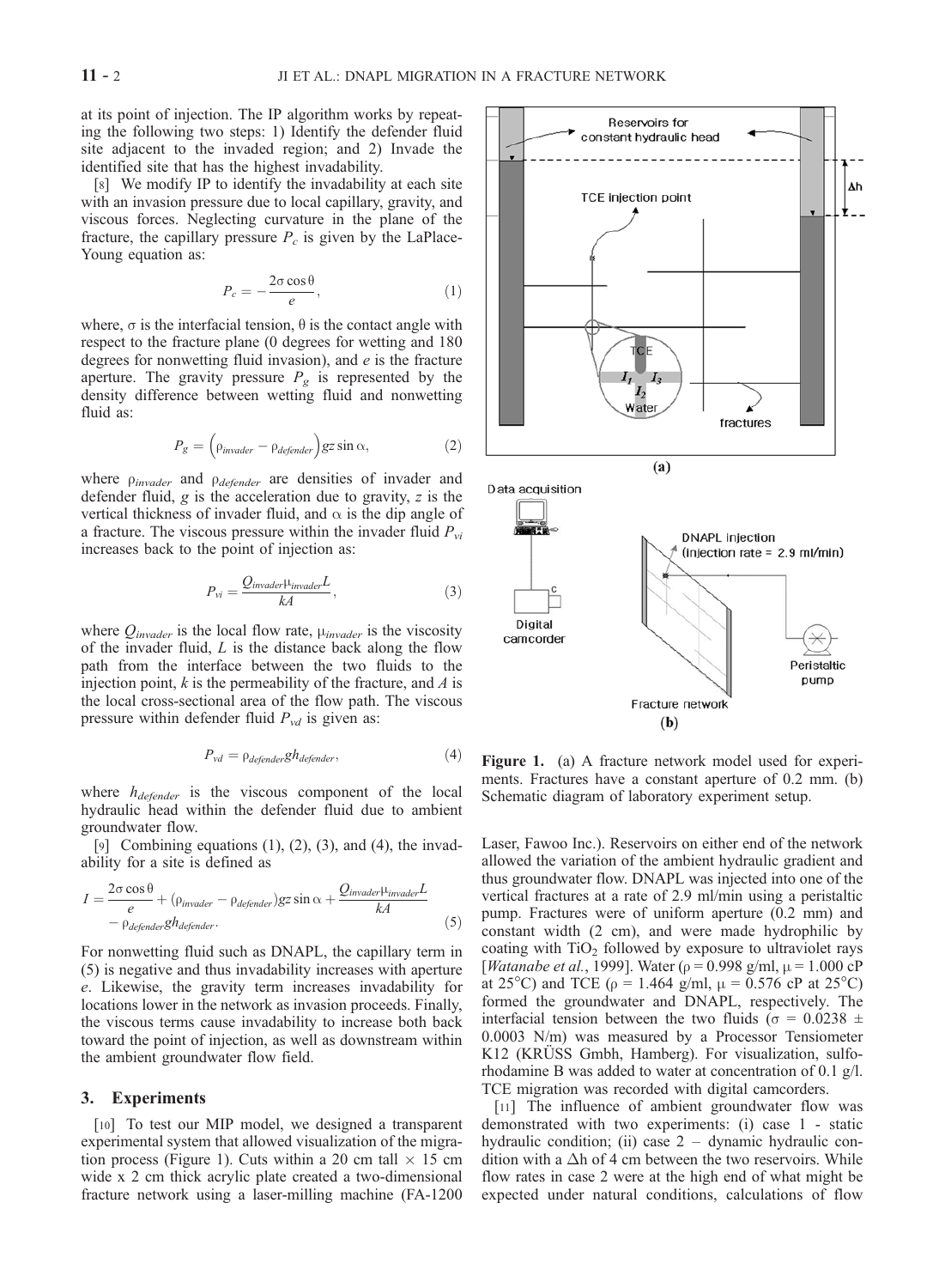at its point of injection. The IP algorithm works by repeating the following two steps: 1) Identify the defender fluid site adjacent to the invaded region; and 2) Invade the identified site that has the highest invadability.

[8] We modify IP to identify the invadability at each site with an invasion pressure due to local capillary, gravity, and viscous forces. Neglecting curvature in the plane of the fracture, the capillary pressure $P_c$ is given by the LaPlace-Young equation as:

$$P_c = -\frac{2\sigma \cos\theta}{e}, \tag{1}$$

where, $\sigma$ is the interfacial tension, $\theta$ is the contact angle with respect to the fracture plane (0 degrees for wetting and 180 degrees for nonwetting fluid invasion), and $e$ is the fracture aperture. The gravity pressure $P_g$ is represented by the density difference between wetting fluid and nonwetting fluid as:

$$P_g = \left(\rho_{invader} - \rho_{defender}\right) gz \sin\alpha, \tag{2}$$

where $\rho_{invader}$ and $\rho_{defender}$ are densities of invader and defender fluid, $g$ is the acceleration due to gravity, $z$ is the vertical thickness of invader fluid, and $\alpha$ is the dip angle of a fracture. The viscous pressure within the invader fluid $P_{vi}$ increases back to the point of injection as:

$$P_{vi} = \frac{Q_{invader}\mu_{invader}L}{kA}, \tag{3}$$

where $Q_{invader}$ is the local flow rate, $\mu_{invader}$ is the viscosity of the invader fluid, $L$ is the distance back along the flow path from the interface between the two fluids to the injection point, $k$ is the permeability of the fracture, and $A$ is the local cross-sectional area of the flow path. The viscous pressure within defender fluid $P_{vd}$ is given as:

$$P_{vd} = \rho_{defender} g h_{defender}, \tag{4}$$

where $h_{defender}$ is the viscous component of the local hydraulic head within the defender fluid due to ambient groundwater flow.

[9] Combining equations (1), (2), (3), and (4), the invadability for a site is defined as

$$I = \frac{2\sigma\cos\theta}{e} + (\rho_{invader} - \rho_{defender})gz\sin\alpha + \frac{Q_{invader}\mu_{invader}L}{kA} - \rho_{defender} g h_{defender}. \tag{5}$$

For nonwetting fluid such as DNAPL, the capillary term in (5) is negative and thus invadability increases with aperture $e$. Likewise, the gravity term increases invadability for locations lower in the network as invasion proceeds. Finally, the viscous terms cause invadability to increase both back toward the point of injection, as well as downstream within the ambient groundwater flow field.

## 3. Experiments

[10] To test our MIP model, we designed a transparent experimental system that allowed visualization of the migration process (Figure 1). Cuts within a 20 cm tall × 15 cm wide x 2 cm thick acrylic plate created a two-dimensional fracture network using a laser-milling machine (FA-1200 Laser, Fawoo Inc.). Reservoirs on either end of the network allowed the variation of the ambient hydraulic gradient and thus groundwater flow. DNAPL was injected into one of the vertical fractures at a rate of 2.9 ml/min using a peristaltic pump. Fractures were of uniform aperture (0.2 mm) and constant width (2 cm), and were made hydrophilic by coating with $TiO_2$ followed by exposure to ultraviolet rays [*Watanabe et al.*, 1999]. Water ($\rho$ = 0.998 g/ml, $\mu$ = 1.000 cP at 25°C) and TCE ($\rho$ = 1.464 g/ml, $\mu$ = 0.576 cP at 25°C) formed the groundwater and DNAPL, respectively. The interfacial tension between the two fluids ($\sigma$ = 0.0238 ± 0.0003 N/m) was measured by a Processor Tensiometer K12 (KRÜSS Gmbh, Hamberg). For visualization, sulforhodamine B was added to water at concentration of 0.1 g/l. TCE migration was recorded with digital camcorders.

[11] The influence of ambient groundwater flow was demonstrated with two experiments: (i) case 1 - static hydraulic condition; (ii) case 2 – dynamic hydraulic condition with a $\Delta h$ of 4 cm between the two reservoirs. While flow rates in case 2 were at the high end of what might be expected under natural conditions, calculations of flow

**Figure 1.** (a) A fracture network model used for experiments. Fractures have a constant aperture of 0.2 mm. (b) Schematic diagram of laboratory experiment setup.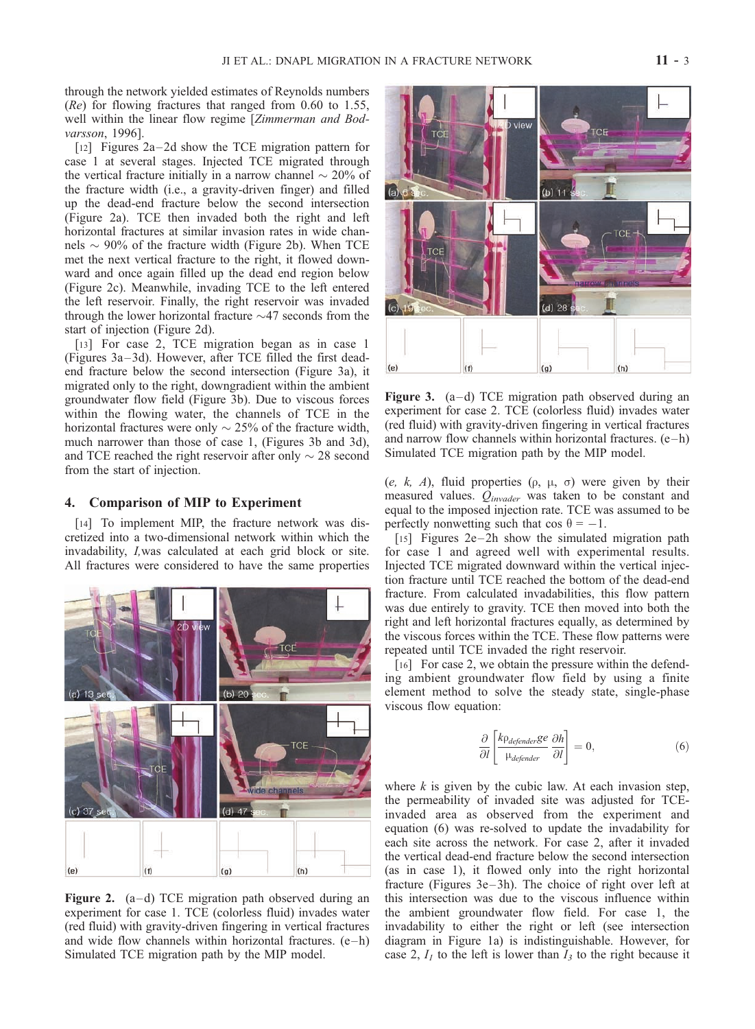through the network yielded estimates of Reynolds numbers (*Re*) for flowing fractures that ranged from 0.60 to 1.55, well within the linear flow regime [*Zimmerman and Bodvarsson*, 1996].

[12] Figures 2a–2d show the TCE migration pattern for case 1 at several stages. Injected TCE migrated through the vertical fracture initially in a narrow channel ~ 20% of the fracture width (i.e., a gravity-driven finger) and filled up the dead-end fracture below the second intersection (Figure 2a). TCE then invaded both the right and left horizontal fractures at similar invasion rates in wide channels ~ 90% of the fracture width (Figure 2b). When TCE met the next vertical fracture to the right, it flowed downward and once again filled up the dead end region below (Figure 2c). Meanwhile, invading TCE to the left entered the left reservoir. Finally, the right reservoir was invaded through the lower horizontal fracture ~47 seconds from the start of injection (Figure 2d).

[13] For case 2, TCE migration began as in case 1 (Figures 3a–3d). However, after TCE filled the first dead-end fracture below the second intersection (Figure 3a), it migrated only to the right, downgradient within the ambient groundwater flow field (Figure 3b). Due to viscous forces within the flowing water, the channels of TCE in the horizontal fractures were only ~ 25% of the fracture width, much narrower than those of case 1, (Figures 3b and 3d), and TCE reached the right reservoir after only ~ 28 second from the start of injection.

## 4. Comparison of MIP to Experiment

[14] To implement MIP, the fracture network was discretized into a two-dimensional network within which the invadability, *I*, was calculated at each grid block or site. All fractures were considered to have the same properties (*e, k, A*), fluid properties ($\rho$, $\mu$, $\sigma$) were given by their measured values. $Q_{invader}$ was taken to be constant and equal to the imposed injection rate. TCE was assumed to be perfectly nonwetting such that $\cos\theta = -1$.

**Figure 2.** (a–d) TCE migration path observed during an experiment for case 1. TCE (colorless fluid) invades water (red fluid) with gravity-driven fingering in vertical fractures and wide flow channels within horizontal fractures. (e–h) Simulated TCE migration path by the MIP model.

**Figure 3.** (a–d) TCE migration path observed during an experiment for case 2. TCE (colorless fluid) invades water (red fluid) with gravity-driven fingering in vertical fractures and narrow flow channels within horizontal fractures. (e–h) Simulated TCE migration path by the MIP model.

[15] Figures 2e–2h show the simulated migration path for case 1 and agreed well with experimental results. Injected TCE migrated downward within the vertical injection fracture until TCE reached the bottom of the dead-end fracture. From calculated invadabilities, this flow pattern was due entirely to gravity. TCE then moved into both the right and left horizontal fractures equally, as determined by the viscous forces within the TCE. These flow patterns were repeated until TCE invaded the right reservoir.

[16] For case 2, we obtain the pressure within the defending ambient groundwater flow field by using a finite element method to solve the steady state, single-phase viscous flow equation:

$$\frac{\partial}{\partial l}\left[\frac{k\rho_{defender}ge}{\mu_{defender}}\frac{\partial h}{\partial l}\right] = 0, \tag{6}$$

where *k* is given by the cubic law. At each invasion step, the permeability of invaded site was adjusted for TCE-invaded area as observed from the experiment and equation (6) was re-solved to update the invadability for each site across the network. For case 2, after it invaded the vertical dead-end fracture below the second intersection (as in case 1), it flowed only into the right horizontal fracture (Figures 3e–3h). The choice of right over left at this intersection was due to the viscous influence within the ambient groundwater flow field. For case 1, the invadability to either the right or left (see intersection diagram in Figure 1a) is indistinguishable. However, for case 2, $I_1$ to the left is lower than $I_3$ to the right because it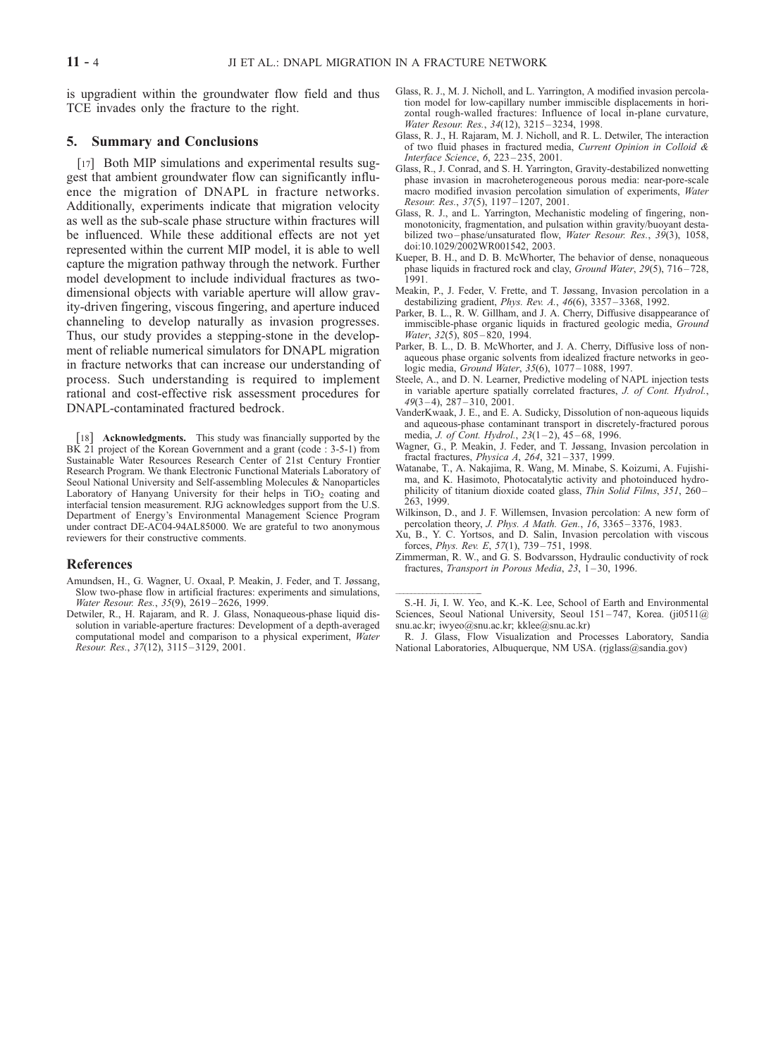is upgradient within the groundwater flow field and thus TCE invades only the fracture to the right.

## 5. Summary and Conclusions

[17] Both MIP simulations and experimental results suggest that ambient groundwater flow can significantly influence the migration of DNAPL in fracture networks. Additionally, experiments indicate that migration velocity as well as the sub-scale phase structure within fractures will be influenced. While these additional effects are not yet represented within the current MIP model, it is able to well capture the migration pathway through the network. Further model development to include individual fractures as two-dimensional objects with variable aperture will allow gravity-driven fingering, viscous fingering, and aperture induced channeling to develop naturally as invasion progresses. Thus, our study provides a stepping-stone in the development of reliable numerical simulators for DNAPL migration in fracture networks that can increase our understanding of process. Such understanding is required to implement rational and cost-effective risk assessment procedures for DNAPL-contaminated fractured bedrock.

[18] **Acknowledgments.** This study was financially supported by the BK 21 project of the Korean Government and a grant (code : 3-5-1) from Sustainable Water Resources Research Center of 21st Century Frontier Research Program. We thank Electronic Functional Materials Laboratory of Seoul National University and Self-assembling Molecules & Nanoparticles Laboratory of Hanyang University for their helps in $TiO_2$ coating and interfacial tension measurement. RJG acknowledges support from the U.S. Department of Energy's Environmental Management Science Program under contract DE-AC04-94AL85000. We are grateful to two anonymous reviewers for their constructive comments.

## References

Amundsen, H., G. Wagner, U. Oxaal, P. Meakin, J. Feder, and T. Jøssang, Slow two-phase flow in artificial fractures: experiments and simulations, *Water Resour. Res.*, *35*(9), 2619–2626, 1999.

Detwiler, R., H. Rajaram, and R. J. Glass, Nonaqueous-phase liquid dissolution in variable-aperture fractures: Development of a depth-averaged computational model and comparison to a physical experiment, *Water Resour. Res.*, *37*(12), 3115–3129, 2001.

Glass, R. J., M. J. Nicholl, and L. Yarrington, A modified invasion percolation model for low-capillary number immiscible displacements in horizontal rough-walled fractures: Influence of local in-plane curvature, *Water Resour. Res.*, *34*(12), 3215–3234, 1998.

Glass, R. J., H. Rajaram, M. J. Nicholl, and R. L. Detwiler, The interaction of two fluid phases in fractured media, *Current Opinion in Colloid & Interface Science*, *6*, 223–235, 2001.

Glass, R., J. Conrad, and S. H. Yarrington, Gravity-destabilized nonwetting phase invasion in macroheterogeneous porous media: near-pore-scale macro modified invasion percolation simulation of experiments, *Water Resour. Res.*, *37*(5), 1197–1207, 2001.

Glass, R. J., and L. Yarrington, Mechanistic modeling of fingering, nonmonotonicity, fragmentation, and pulsation within gravity/buoyant destabilized two–phase/unsaturated flow, *Water Resour. Res.*, *39*(3), 1058, doi:10.1029/2002WR001542, 2003.

Kueper, B. H., and D. B. McWhorter, The behavior of dense, nonaqueous phase liquids in fractured rock and clay, *Ground Water*, *29*(5), 716–728, 1991.

Meakin, P., J. Feder, V. Frette, and T. Jøssang, Invasion percolation in a destabilizing gradient, *Phys. Rev. A.*, *46*(6), 3357–3368, 1992.

Parker, B. L., R. W. Gillham, and J. A. Cherry, Diffusive disappearance of immiscible-phase organic liquids in fractured geologic media, *Ground Water*, *32*(5), 805–820, 1994.

Parker, B. L., D. B. McWhorter, and J. A. Cherry, Diffusive loss of nonaqueous phase organic solvents from idealized fracture networks in geologic media, *Ground Water*, *35*(6), 1077–1088, 1997.

Steele, A., and D. N. Learner, Predictive modeling of NAPL injection tests in variable aperture spatially correlated fractures, *J. of Cont. Hydrol.*, *49*(3–4), 287–310, 2001.

VanderKwaak, J. E., and E. A. Sudicky, Dissolution of non-aqueous liquids and aqueous-phase contaminant transport in discretely-fractured porous media, *J. of Cont. Hydrol.*, *23*(1–2), 45–68, 1996.

Wagner, G., P. Meakin, J. Feder, and T. Jøssang, Invasion percolation in fractal fractures, *Physica A*, *264*, 321–337, 1999.

Watanabe, T., A. Nakajima, R. Wang, M. Minabe, S. Koizumi, A. Fujishima, and K. Hasimoto, Photocatalytic activity and photoinduced hydrophilicity of titanium dioxide coated glass, *Thin Solid Films*, *351*, 260–263, 1999.

Wilkinson, D., and J. F. Willemsen, Invasion percolation: A new form of percolation theory, *J. Phys. A Math. Gen.*, *16*, 3365–3376, 1983.

Xu, B., Y. C. Yortsos, and D. Salin, Invasion percolation with viscous forces, *Phys. Rev. E*, *57*(1), 739–751, 1998.

Zimmerman, R. W., and G. S. Bodvarsson, Hydraulic conductivity of rock fractures, *Transport in Porous Media*, *23*, 1–30, 1996.

---

S.-H. Ji, I. W. Yeo, and K.-K. Lee, School of Earth and Environmental Sciences, Seoul National University, Seoul 151–747, Korea. (ji0511@snu.ac.kr; iwyeo@snu.ac.kr; kklee@snu.ac.kr)

R. J. Glass, Flow Visualization and Processes Laboratory, Sandia National Laboratories, Albuquerque, NM USA. (rjglass@sandia.gov)